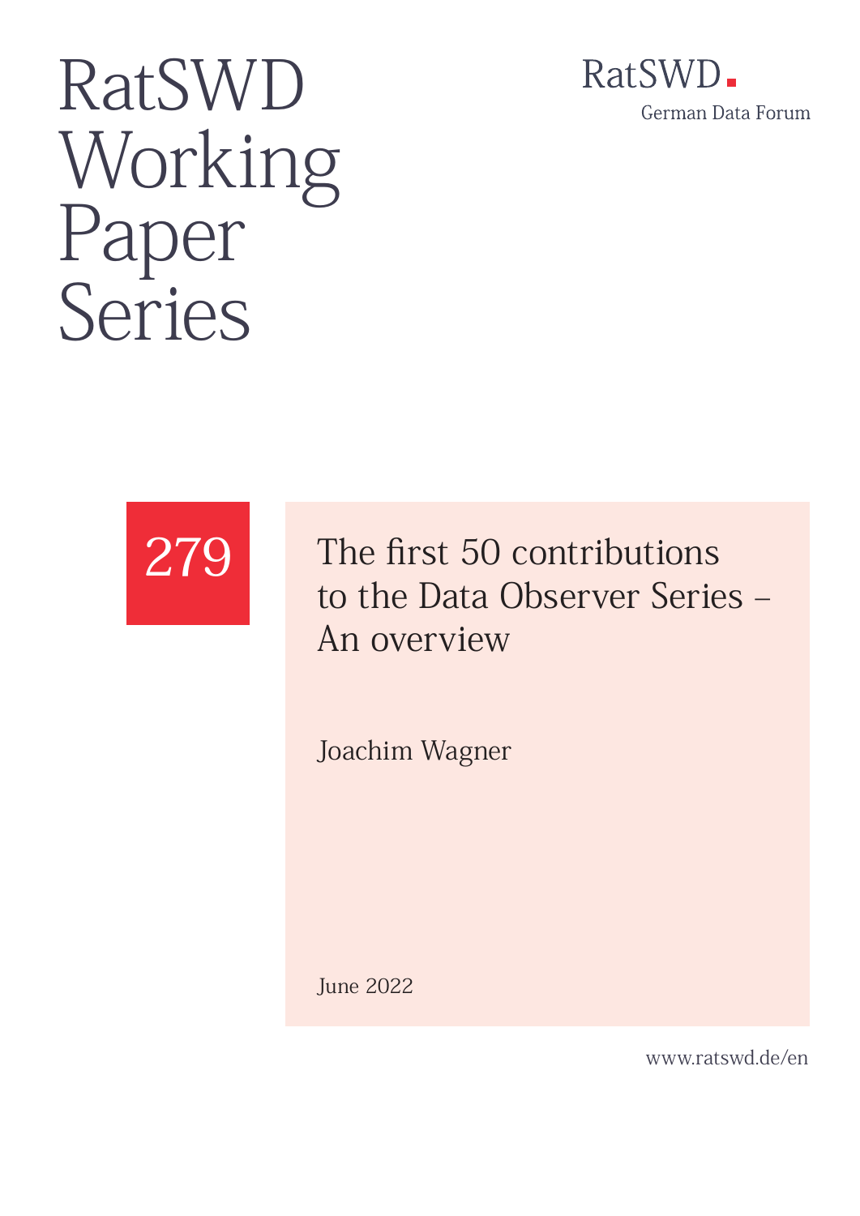# RatSWD Working Paper Series

RatSWD
German Data Forum

279

## The first 50 contributions to the Data Observer Series – An overview

Joachim Wagner

June 2022

www.ratswd.de/en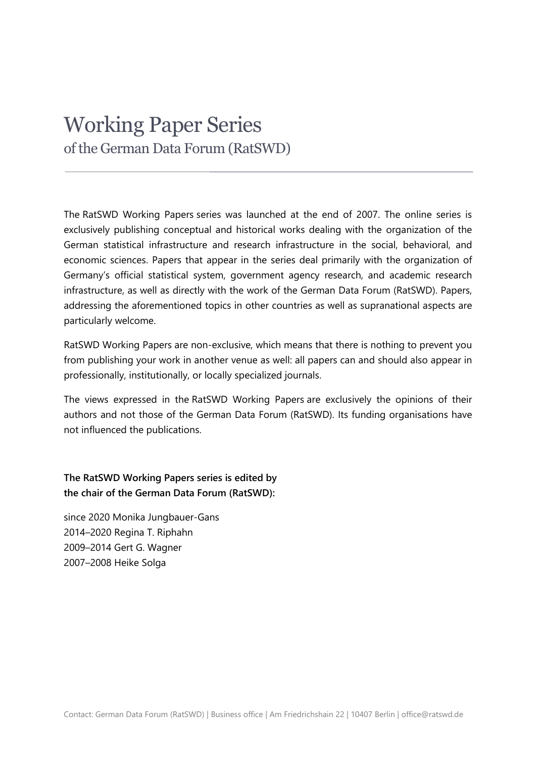# Working Paper Series

## of the German Data Forum (RatSWD)

The RatSWD Working Papers series was launched at the end of 2007. The online series is exclusively publishing conceptual and historical works dealing with the organization of the German statistical infrastructure and research infrastructure in the social, behavioral, and economic sciences. Papers that appear in the series deal primarily with the organization of Germany's official statistical system, government agency research, and academic research infrastructure, as well as directly with the work of the German Data Forum (RatSWD). Papers, addressing the aforementioned topics in other countries as well as supranational aspects are particularly welcome.

RatSWD Working Papers are non-exclusive, which means that there is nothing to prevent you from publishing your work in another venue as well: all papers can and should also appear in professionally, institutionally, or locally specialized journals.

The views expressed in the RatSWD Working Papers are exclusively the opinions of their authors and not those of the German Data Forum (RatSWD). Its funding organisations have not influenced the publications.

**The RatSWD Working Papers series is edited by the chair of the German Data Forum (RatSWD):**

since 2020 Monika Jungbauer-Gans
2014–2020 Regina T. Riphahn
2009–2014 Gert G. Wagner
2007–2008 Heike Solga

Contact: German Data Forum (RatSWD) | Business office | Am Friedrichshain 22 | 10407 Berlin | office@ratswd.de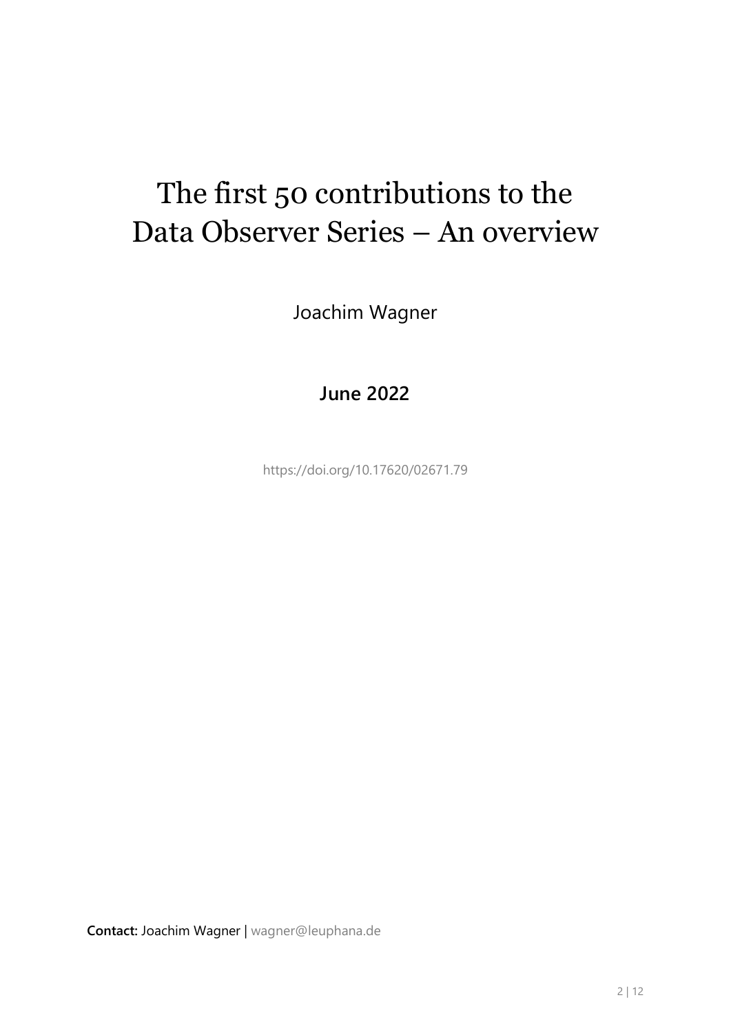# The first 50 contributions to the Data Observer Series – An overview

Joachim Wagner

**June 2022**

https://doi.org/10.17620/02671.79

**Contact:** Joachim Wagner | wagner@leuphana.de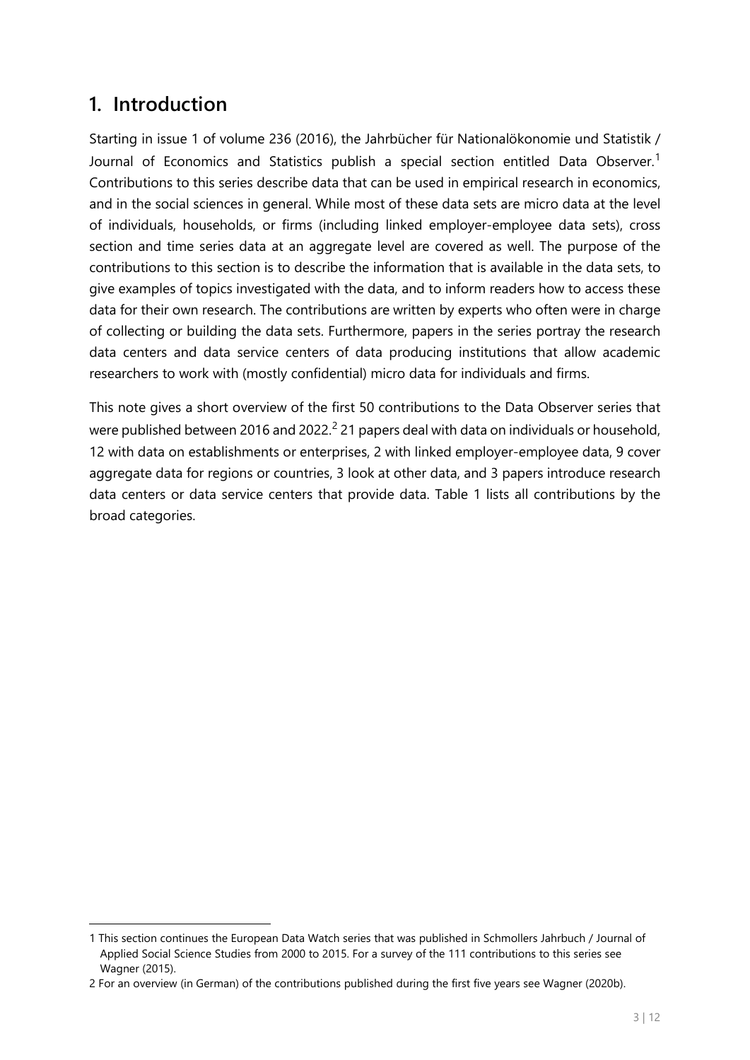## 1. Introduction

Starting in issue 1 of volume 236 (2016), the Jahrbücher für Nationalökonomie und Statistik / Journal of Economics and Statistics publish a special section entitled Data Observer.[1] Contributions to this series describe data that can be used in empirical research in economics, and in the social sciences in general. While most of these data sets are micro data at the level of individuals, households, or firms (including linked employer-employee data sets), cross section and time series data at an aggregate level are covered as well. The purpose of the contributions to this section is to describe the information that is available in the data sets, to give examples of topics investigated with the data, and to inform readers how to access these data for their own research. The contributions are written by experts who often were in charge of collecting or building the data sets. Furthermore, papers in the series portray the research data centers and data service centers of data producing institutions that allow academic researchers to work with (mostly confidential) micro data for individuals and firms.

This note gives a short overview of the first 50 contributions to the Data Observer series that were published between 2016 and 2022.[2] 21 papers deal with data on individuals or household, 12 with data on establishments or enterprises, 2 with linked employer-employee data, 9 cover aggregate data for regions or countries, 3 look at other data, and 3 papers introduce research data centers or data service centers that provide data. Table 1 lists all contributions by the broad categories.

---

1 This section continues the European Data Watch series that was published in Schmollers Jahrbuch / Journal of Applied Social Science Studies from 2000 to 2015. For a survey of the 111 contributions to this series see Wagner (2015).

2 For an overview (in German) of the contributions published during the first five years see Wagner (2020b).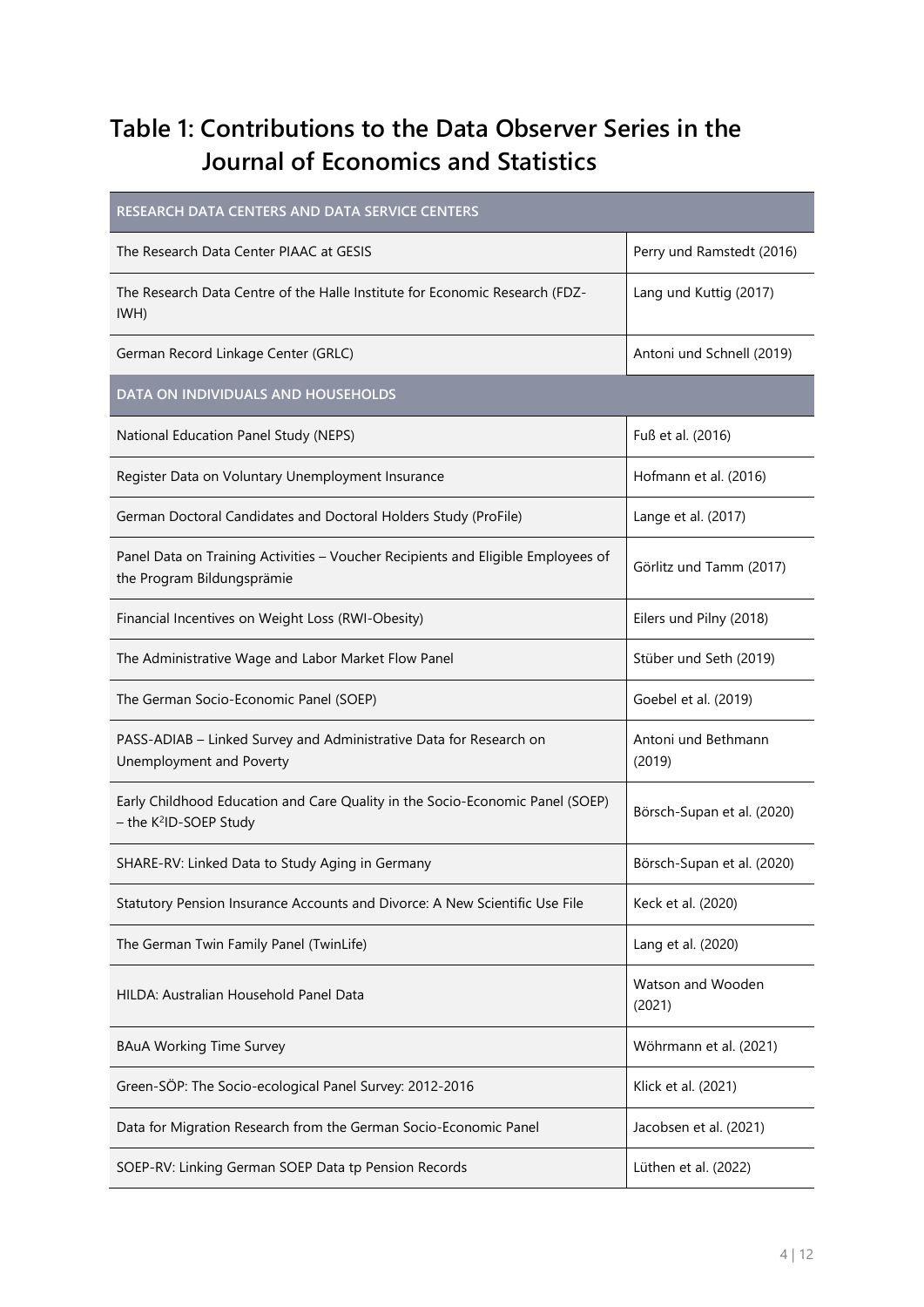## Table 1: Contributions to the Data Observer Series in the Journal of Economics and Statistics

| RESEARCH DATA CENTERS AND DATA SERVICE CENTERS | |
|---|---|
| The Research Data Center PIAAC at GESIS | Perry und Ramstedt (2016) |
| The Research Data Centre of the Halle Institute for Economic Research (FDZ-IWH) | Lang und Kuttig (2017) |
| German Record Linkage Center (GRLC) | Antoni und Schnell (2019) |
| **DATA ON INDIVIDUALS AND HOUSEHOLDS** | |
| National Education Panel Study (NEPS) | Fuß et al. (2016) |
| Register Data on Voluntary Unemployment Insurance | Hofmann et al. (2016) |
| German Doctoral Candidates and Doctoral Holders Study (ProFile) | Lange et al. (2017) |
| Panel Data on Training Activities – Voucher Recipients and Eligible Employees of the Program Bildungsprämie | Görlitz und Tamm (2017) |
| Financial Incentives on Weight Loss (RWI-Obesity) | Eilers und Pilny (2018) |
| The Administrative Wage and Labor Market Flow Panel | Stüber und Seth (2019) |
| The German Socio-Economic Panel (SOEP) | Goebel et al. (2019) |
| PASS-ADIAB – Linked Survey and Administrative Data for Research on Unemployment and Poverty | Antoni und Bethmann (2019) |
| Early Childhood Education and Care Quality in the Socio-Economic Panel (SOEP) – the K²ID-SOEP Study | Börsch-Supan et al. (2020) |
| SHARE-RV: Linked Data to Study Aging in Germany | Börsch-Supan et al. (2020) |
| Statutory Pension Insurance Accounts and Divorce: A New Scientific Use File | Keck et al. (2020) |
| The German Twin Family Panel (TwinLife) | Lang et al. (2020) |
| HILDA: Australian Household Panel Data | Watson and Wooden (2021) |
| BAuA Working Time Survey | Wöhrmann et al. (2021) |
| Green-SÖP: The Socio-ecological Panel Survey: 2012-2016 | Klick et al. (2021) |
| Data for Migration Research from the German Socio-Economic Panel | Jacobsen et al. (2021) |
| SOEP-RV: Linking German SOEP Data tp Pension Records | Lüthen et al. (2022) |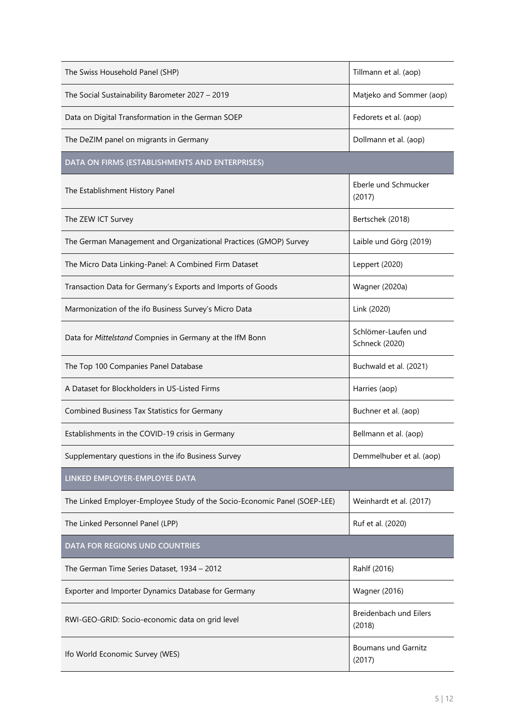| | |
|---|---|
| The Swiss Household Panel (SHP) | Tillmann et al. (aop) |
| The Social Sustainability Barometer 2027 – 2019 | Matjeko and Sommer (aop) |
| Data on Digital Transformation in the German SOEP | Fedorets et al. (aop) |
| The DeZIM panel on migrants in Germany | Dollmann et al. (aop) |
| **DATA ON FIRMS (ESTABLISHMENTS AND ENTERPRISES)** | |
| The Establishment History Panel | Eberle und Schmucker (2017) |
| The ZEW ICT Survey | Bertschek (2018) |
| The German Management and Organizational Practices (GMOP) Survey | Laible und Görg (2019) |
| The Micro Data Linking-Panel: A Combined Firm Dataset | Leppert (2020) |
| Transaction Data for Germany's Exports and Imports of Goods | Wagner (2020a) |
| Marmonization of the ifo Business Survey's Micro Data | Link (2020) |
| Data for *Mittelstand* Compnies in Germany at the IfM Bonn | Schlömer-Laufen und Schneck (2020) |
| The Top 100 Companies Panel Database | Buchwald et al. (2021) |
| A Dataset for Blockholders in US-Listed Firms | Harries (aop) |
| Combined Business Tax Statistics for Germany | Buchner et al. (aop) |
| Establishments in the COVID-19 crisis in Germany | Bellmann et al. (aop) |
| Supplementary questions in the ifo Business Survey | Demmelhuber et al. (aop) |
| **LINKED EMPLOYER-EMPLOYEE DATA** | |
| The Linked Employer-Employee Study of the Socio-Economic Panel (SOEP-LEE) | Weinhardt et al. (2017) |
| The Linked Personnel Panel (LPP) | Ruf et al. (2020) |
| **DATA FOR REGIONS UND COUNTRIES** | |
| The German Time Series Dataset, 1934 – 2012 | Rahlf (2016) |
| Exporter and Importer Dynamics Database for Germany | Wagner (2016) |
| RWI-GEO-GRID: Socio-economic data on grid level | Breidenbach und Eilers (2018) |
| Ifo World Economic Survey (WES) | Boumans und Garnitz (2017) |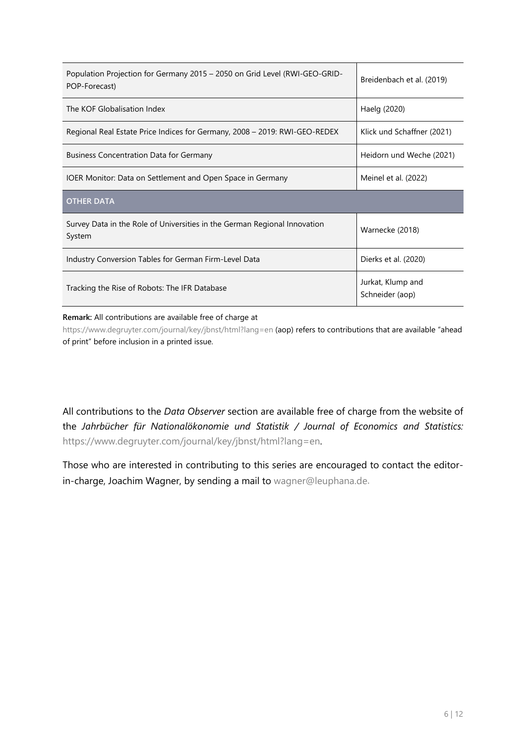| | |
|---|---|
| Population Projection for Germany 2015 – 2050 on Grid Level (RWI-GEO-GRID-POP-Forecast) | Breidenbach et al. (2019) |
| The KOF Globalisation Index | Haelg (2020) |
| Regional Real Estate Price Indices for Germany, 2008 – 2019: RWI-GEO-REDEX | Klick und Schaffner (2021) |
| Business Concentration Data for Germany | Heidorn und Weche (2021) |
| IOER Monitor: Data on Settlement and Open Space in Germany | Meinel et al. (2022) |
| **OTHER DATA** | |
| Survey Data in the Role of Universities in the German Regional Innovation System | Warnecke (2018) |
| Industry Conversion Tables for German Firm-Level Data | Dierks et al. (2020) |
| Tracking the Rise of Robots: The IFR Database | Jurkat, Klump and Schneider (aop) |

**Remark:** All contributions are available free of charge at https://www.degruyter.com/journal/key/jbnst/html?lang=en (aop) refers to contributions that are available "ahead of print" before inclusion in a printed issue.

All contributions to the *Data Observer* section are available free of charge from the website of the *Jahrbücher für Nationalökonomie und Statistik / Journal of Economics and Statistics:* https://www.degruyter.com/journal/key/jbnst/html?lang=en.

Those who are interested in contributing to this series are encouraged to contact the editor-in-charge, Joachim Wagner, by sending a mail to wagner@leuphana.de.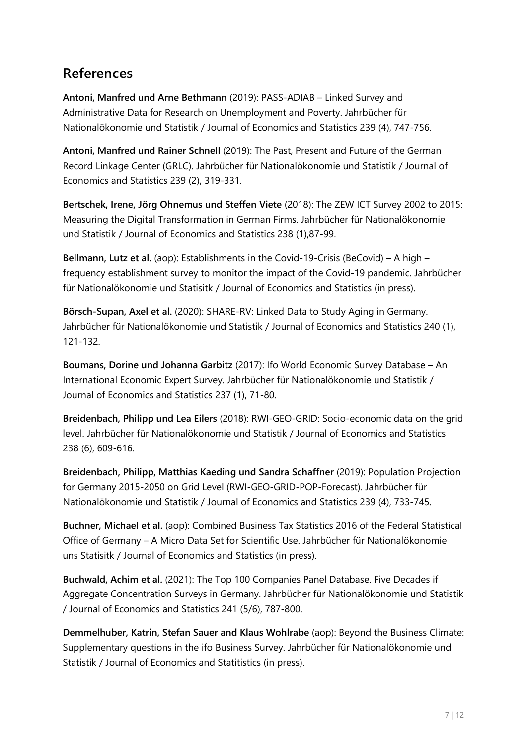## References

**Antoni, Manfred und Arne Bethmann** (2019): PASS-ADIAB – Linked Survey and Administrative Data for Research on Unemployment and Poverty. Jahrbücher für Nationalökonomie und Statistik / Journal of Economics and Statistics 239 (4), 747-756.

**Antoni, Manfred und Rainer Schnell** (2019): The Past, Present and Future of the German Record Linkage Center (GRLC). Jahrbücher für Nationalökonomie und Statistik / Journal of Economics and Statistics 239 (2), 319-331.

**Bertschek, Irene, Jörg Ohnemus und Steffen Viete** (2018): The ZEW ICT Survey 2002 to 2015: Measuring the Digital Transformation in German Firms. Jahrbücher für Nationalökonomie und Statistik / Journal of Economics and Statistics 238 (1),87-99.

**Bellmann, Lutz et al.** (aop): Establishments in the Covid-19-Crisis (BeCovid) – A high – frequency establishment survey to monitor the impact of the Covid-19 pandemic. Jahrbücher für Nationalökonomie und Statisitk / Journal of Economics and Statistics (in press).

**Börsch-Supan, Axel et al.** (2020): SHARE-RV: Linked Data to Study Aging in Germany. Jahrbücher für Nationalökonomie und Statistik / Journal of Economics and Statistics 240 (1), 121-132.

**Boumans, Dorine und Johanna Garbitz** (2017): Ifo World Economic Survey Database – An International Economic Expert Survey. Jahrbücher für Nationalökonomie und Statistik / Journal of Economics and Statistics 237 (1), 71-80.

**Breidenbach, Philipp und Lea Eilers** (2018): RWI-GEO-GRID: Socio-economic data on the grid level. Jahrbücher für Nationalökonomie und Statistik / Journal of Economics and Statistics 238 (6), 609-616.

**Breidenbach, Philipp, Matthias Kaeding und Sandra Schaffner** (2019): Population Projection for Germany 2015-2050 on Grid Level (RWI-GEO-GRID-POP-Forecast). Jahrbücher für Nationalökonomie und Statistik / Journal of Economics and Statistics 239 (4), 733-745.

**Buchner, Michael et al.** (aop): Combined Business Tax Statistics 2016 of the Federal Statistical Office of Germany – A Micro Data Set for Scientific Use. Jahrbücher für Nationalökonomie uns Statisitk / Journal of Economics and Statistics (in press).

**Buchwald, Achim et al.** (2021): The Top 100 Companies Panel Database. Five Decades if Aggregate Concentration Surveys in Germany. Jahrbücher für Nationalökonomie und Statistik / Journal of Economics and Statistics 241 (5/6), 787-800.

**Demmelhuber, Katrin, Stefan Sauer and Klaus Wohlrabe** (aop): Beyond the Business Climate: Supplementary questions in the ifo Business Survey. Jahrbücher für Nationalökonomie und Statistik / Journal of Economics and Statitistics (in press).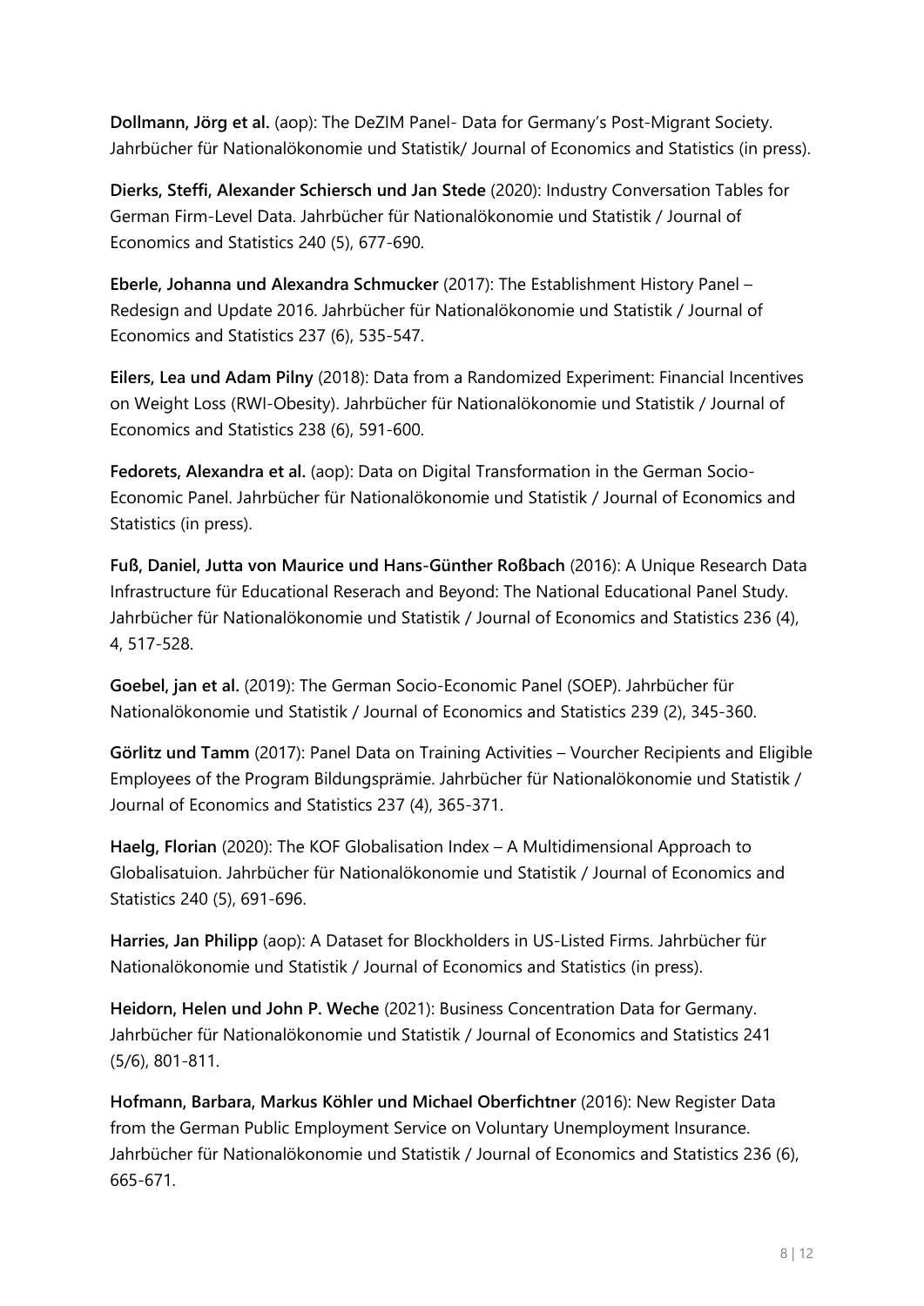**Dollmann, Jörg et al.** (aop): The DeZIM Panel- Data for Germany's Post-Migrant Society. Jahrbücher für Nationalökonomie und Statistik/ Journal of Economics and Statistics (in press).

**Dierks, Steffi, Alexander Schiersch und Jan Stede** (2020): Industry Conversation Tables for German Firm-Level Data. Jahrbücher für Nationalökonomie und Statistik / Journal of Economics and Statistics 240 (5), 677-690.

**Eberle, Johanna und Alexandra Schmucker** (2017): The Establishment History Panel – Redesign and Update 2016. Jahrbücher für Nationalökonomie und Statistik / Journal of Economics and Statistics 237 (6), 535-547.

**Eilers, Lea und Adam Pilny** (2018): Data from a Randomized Experiment: Financial Incentives on Weight Loss (RWI-Obesity). Jahrbücher für Nationalökonomie und Statistik / Journal of Economics and Statistics 238 (6), 591-600.

**Fedorets, Alexandra et al.** (aop): Data on Digital Transformation in the German Socio-Economic Panel. Jahrbücher für Nationalökonomie und Statistik / Journal of Economics and Statistics (in press).

**Fuß, Daniel, Jutta von Maurice und Hans-Günther Roßbach** (2016): A Unique Research Data Infrastructure für Educational Reserach and Beyond: The National Educational Panel Study. Jahrbücher für Nationalökonomie und Statistik / Journal of Economics and Statistics 236 (4), 4, 517-528.

**Goebel, jan et al.** (2019): The German Socio-Economic Panel (SOEP). Jahrbücher für Nationalökonomie und Statistik / Journal of Economics and Statistics 239 (2), 345-360.

**Görlitz und Tamm** (2017): Panel Data on Training Activities – Vourcher Recipients and Eligible Employees of the Program Bildungsprämie. Jahrbücher für Nationalökonomie und Statistik / Journal of Economics and Statistics 237 (4), 365-371.

**Haelg, Florian** (2020): The KOF Globalisation Index – A Multidimensional Approach to Globalisatuion. Jahrbücher für Nationalökonomie und Statistik / Journal of Economics and Statistics 240 (5), 691-696.

**Harries, Jan Philipp** (aop): A Dataset for Blockholders in US-Listed Firms. Jahrbücher für Nationalökonomie und Statistik / Journal of Economics and Statistics (in press).

**Heidorn, Helen und John P. Weche** (2021): Business Concentration Data for Germany. Jahrbücher für Nationalökonomie und Statistik / Journal of Economics and Statistics 241 (5/6), 801-811.

**Hofmann, Barbara, Markus Köhler und Michael Oberfichtner** (2016): New Register Data from the German Public Employment Service on Voluntary Unemployment Insurance. Jahrbücher für Nationalökonomie und Statistik / Journal of Economics and Statistics 236 (6), 665-671.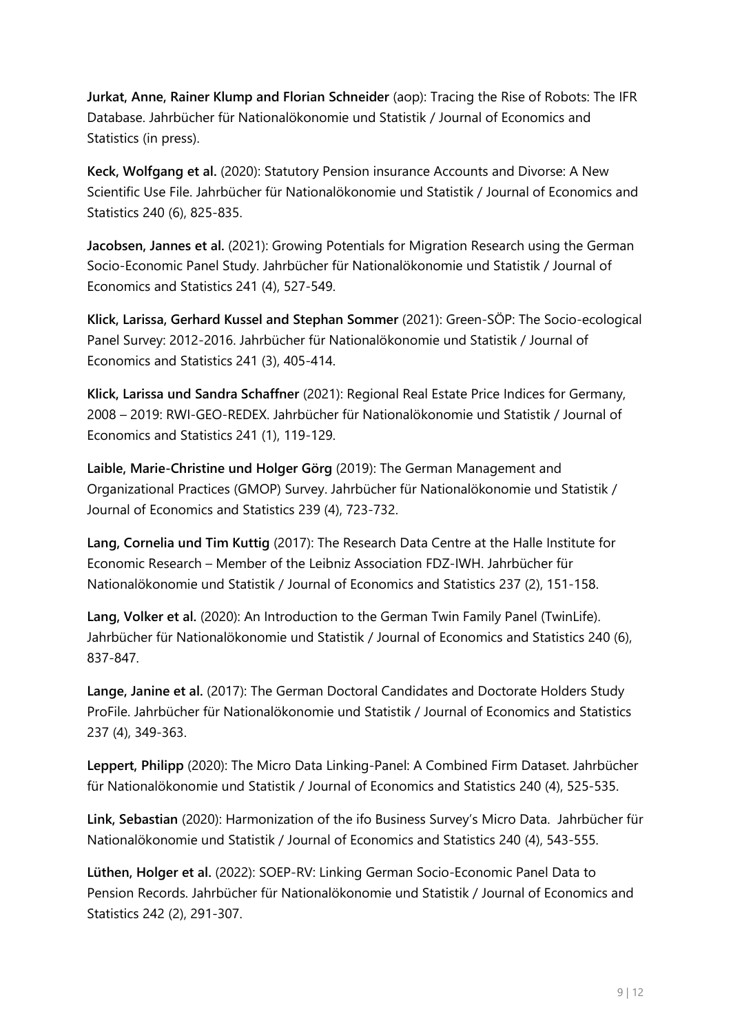**Jurkat, Anne, Rainer Klump and Florian Schneider** (aop): Tracing the Rise of Robots: The IFR Database. Jahrbücher für Nationalökonomie und Statistik / Journal of Economics and Statistics (in press).

**Keck, Wolfgang et al.** (2020): Statutory Pension insurance Accounts and Divorse: A New Scientific Use File. Jahrbücher für Nationalökonomie und Statistik / Journal of Economics and Statistics 240 (6), 825-835.

**Jacobsen, Jannes et al.** (2021): Growing Potentials for Migration Research using the German Socio-Economic Panel Study. Jahrbücher für Nationalökonomie und Statistik / Journal of Economics and Statistics 241 (4), 527-549.

**Klick, Larissa, Gerhard Kussel and Stephan Sommer** (2021): Green-SÖP: The Socio-ecological Panel Survey: 2012-2016. Jahrbücher für Nationalökonomie und Statistik / Journal of Economics and Statistics 241 (3), 405-414.

**Klick, Larissa und Sandra Schaffner** (2021): Regional Real Estate Price Indices for Germany, 2008 – 2019: RWI-GEO-REDEX. Jahrbücher für Nationalökonomie und Statistik / Journal of Economics and Statistics 241 (1), 119-129.

**Laible, Marie-Christine und Holger Görg** (2019): The German Management and Organizational Practices (GMOP) Survey. Jahrbücher für Nationalökonomie und Statistik / Journal of Economics and Statistics 239 (4), 723-732.

**Lang, Cornelia und Tim Kuttig** (2017): The Research Data Centre at the Halle Institute for Economic Research – Member of the Leibniz Association FDZ-IWH. Jahrbücher für Nationalökonomie und Statistik / Journal of Economics and Statistics 237 (2), 151-158.

**Lang, Volker et al.** (2020): An Introduction to the German Twin Family Panel (TwinLife). Jahrbücher für Nationalökonomie und Statistik / Journal of Economics and Statistics 240 (6), 837-847.

**Lange, Janine et al.** (2017): The German Doctoral Candidates and Doctorate Holders Study ProFile. Jahrbücher für Nationalökonomie und Statistik / Journal of Economics and Statistics 237 (4), 349-363.

**Leppert, Philipp** (2020): The Micro Data Linking-Panel: A Combined Firm Dataset. Jahrbücher für Nationalökonomie und Statistik / Journal of Economics and Statistics 240 (4), 525-535.

**Link, Sebastian** (2020): Harmonization of the ifo Business Survey's Micro Data. Jahrbücher für Nationalökonomie und Statistik / Journal of Economics and Statistics 240 (4), 543-555.

**Lüthen, Holger et al.** (2022): SOEP-RV: Linking German Socio-Economic Panel Data to Pension Records. Jahrbücher für Nationalökonomie und Statistik / Journal of Economics and Statistics 242 (2), 291-307.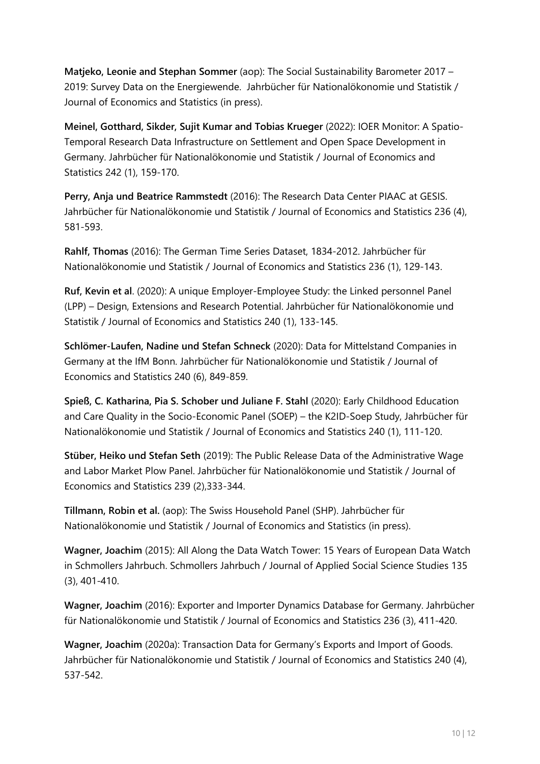**Matjeko, Leonie and Stephan Sommer** (aop): The Social Sustainability Barometer 2017 – 2019: Survey Data on the Energiewende. Jahrbücher für Nationalökonomie und Statistik / Journal of Economics and Statistics (in press).

**Meinel, Gotthard, Sikder, Sujit Kumar and Tobias Krueger** (2022): IOER Monitor: A Spatio-Temporal Research Data Infrastructure on Settlement and Open Space Development in Germany. Jahrbücher für Nationalökonomie und Statistik / Journal of Economics and Statistics 242 (1), 159-170.

**Perry, Anja und Beatrice Rammstedt** (2016): The Research Data Center PIAAC at GESIS. Jahrbücher für Nationalökonomie und Statistik / Journal of Economics and Statistics 236 (4), 581-593.

**Rahlf, Thomas** (2016): The German Time Series Dataset, 1834-2012. Jahrbücher für Nationalökonomie und Statistik / Journal of Economics and Statistics 236 (1), 129-143.

**Ruf, Kevin et al**. (2020): A unique Employer-Employee Study: the Linked personnel Panel (LPP) – Design, Extensions and Research Potential. Jahrbücher für Nationalökonomie und Statistik / Journal of Economics and Statistics 240 (1), 133-145.

**Schlömer-Laufen, Nadine und Stefan Schneck** (2020): Data for Mittelstand Companies in Germany at the IfM Bonn. Jahrbücher für Nationalökonomie und Statistik / Journal of Economics and Statistics 240 (6), 849-859.

**Spieß, C. Katharina, Pia S. Schober und Juliane F. Stahl** (2020): Early Childhood Education and Care Quality in the Socio-Economic Panel (SOEP) – the K2ID-Soep Study, Jahrbücher für Nationalökonomie und Statistik / Journal of Economics and Statistics 240 (1), 111-120.

**Stüber, Heiko und Stefan Seth** (2019): The Public Release Data of the Administrative Wage and Labor Market Plow Panel. Jahrbücher für Nationalökonomie und Statistik / Journal of Economics and Statistics 239 (2),333-344.

**Tillmann, Robin et al.** (aop): The Swiss Household Panel (SHP). Jahrbücher für Nationalökonomie und Statistik / Journal of Economics and Statistics (in press).

**Wagner, Joachim** (2015): All Along the Data Watch Tower: 15 Years of European Data Watch in Schmollers Jahrbuch. Schmollers Jahrbuch / Journal of Applied Social Science Studies 135 (3), 401-410.

**Wagner, Joachim** (2016): Exporter and Importer Dynamics Database for Germany. Jahrbücher für Nationalökonomie und Statistik / Journal of Economics and Statistics 236 (3), 411-420.

**Wagner, Joachim** (2020a): Transaction Data for Germany's Exports and Import of Goods. Jahrbücher für Nationalökonomie und Statistik / Journal of Economics and Statistics 240 (4), 537-542.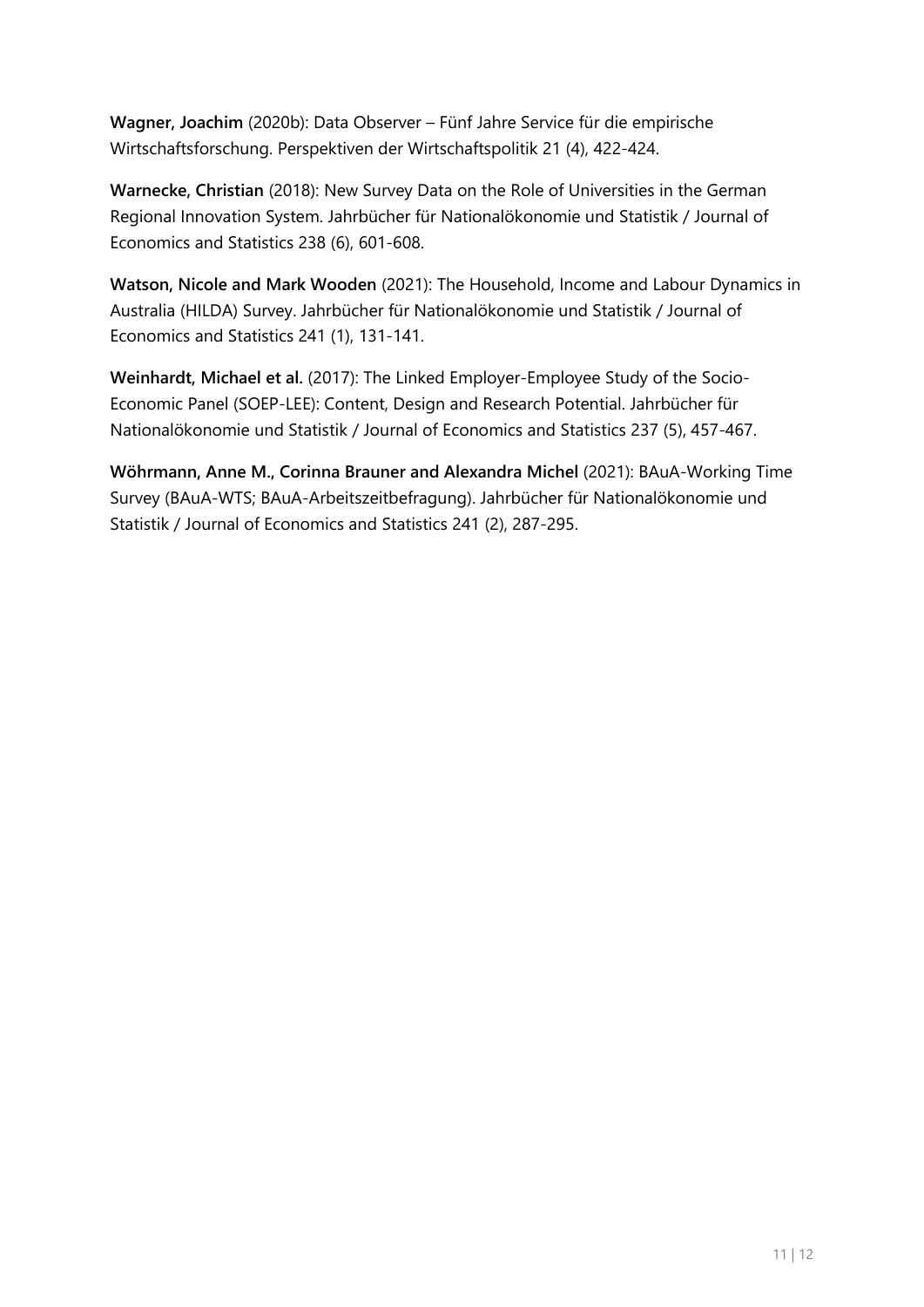**Wagner, Joachim** (2020b): Data Observer – Fünf Jahre Service für die empirische Wirtschaftsforschung. Perspektiven der Wirtschaftspolitik 21 (4), 422-424.

**Warnecke, Christian** (2018): New Survey Data on the Role of Universities in the German Regional Innovation System. Jahrbücher für Nationalökonomie und Statistik / Journal of Economics and Statistics 238 (6), 601-608.

**Watson, Nicole and Mark Wooden** (2021): The Household, Income and Labour Dynamics in Australia (HILDA) Survey. Jahrbücher für Nationalökonomie und Statistik / Journal of Economics and Statistics 241 (1), 131-141.

**Weinhardt, Michael et al.** (2017): The Linked Employer-Employee Study of the Socio-Economic Panel (SOEP-LEE): Content, Design and Research Potential. Jahrbücher für Nationalökonomie und Statistik / Journal of Economics and Statistics 237 (5), 457-467.

**Wöhrmann, Anne M., Corinna Brauner and Alexandra Michel** (2021): BAuA-Working Time Survey (BAuA-WTS; BAuA-Arbeitszeitbefragung). Jahrbücher für Nationalökonomie und Statistik / Journal of Economics and Statistics 241 (2), 287-295.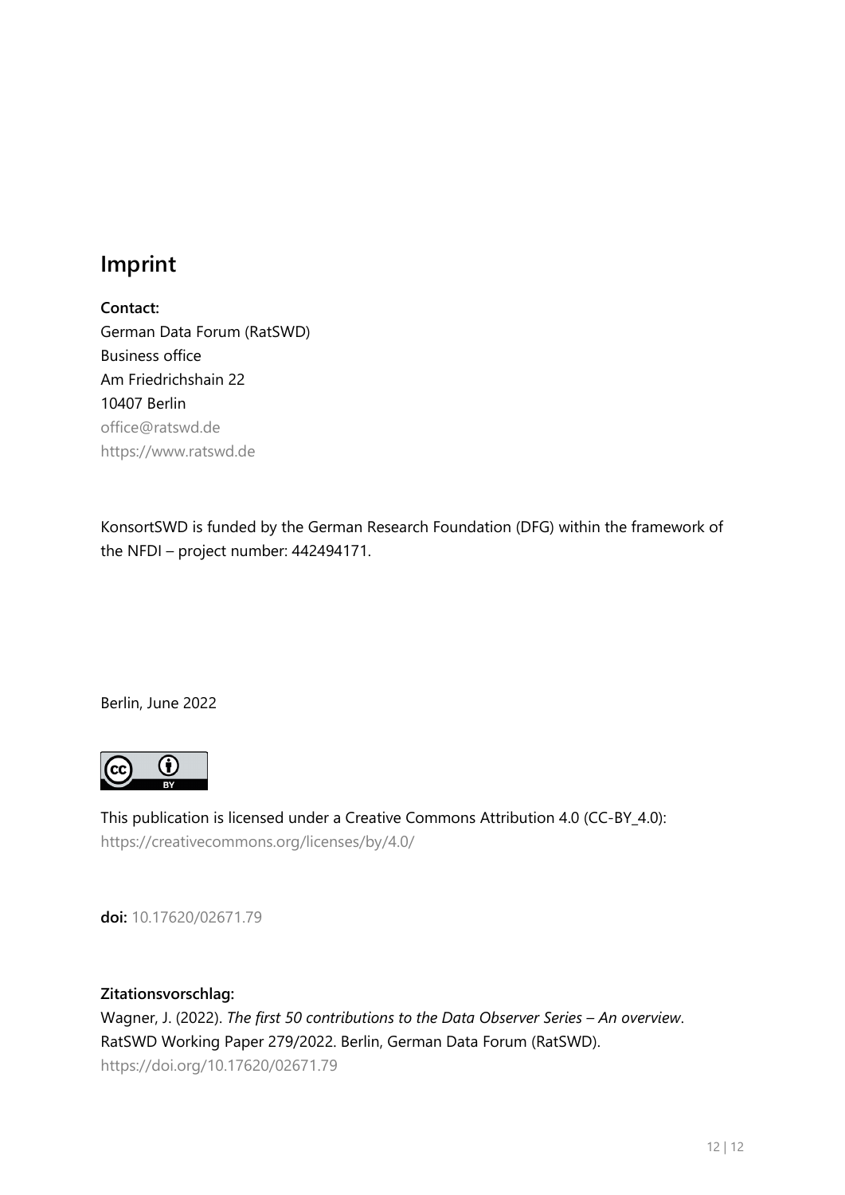## Imprint

**Contact:**
German Data Forum (RatSWD)
Business office
Am Friedrichshain 22
10407 Berlin
office@ratswd.de
https://www.ratswd.de

KonsortSWD is funded by the German Research Foundation (DFG) within the framework of the NFDI – project number: 442494171.

Berlin, June 2022

This publication is licensed under a Creative Commons Attribution 4.0 (CC-BY_4.0):
https://creativecommons.org/licenses/by/4.0/

**doi:** 10.17620/02671.79

**Zitationsvorschlag:**
Wagner, J. (2022). *The first 50 contributions to the Data Observer Series – An overview*. RatSWD Working Paper 279/2022. Berlin, German Data Forum (RatSWD).
https://doi.org/10.17620/02671.79